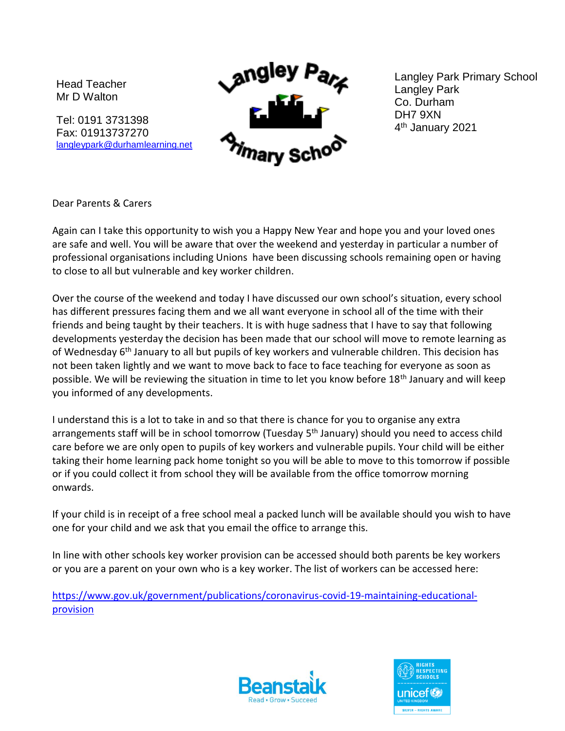Head Teacher
Mr D Walton

Tel: 0191 3731398
Fax: 01913737270
langleypark@durhamlearning.net

Langley Park Primary School

Langley Park Primary School
Langley Park
Co. Durham
DH7 9XN
4th January 2021

Dear Parents & Carers

Again can I take this opportunity to wish you a Happy New Year and hope you and your loved ones are safe and well. You will be aware that over the weekend and yesterday in particular a number of professional organisations including Unions have been discussing schools remaining open or having to close to all but vulnerable and key worker children.

Over the course of the weekend and today I have discussed our own school's situation, every school has different pressures facing them and we all want everyone in school all of the time with their friends and being taught by their teachers. It is with huge sadness that I have to say that following developments yesterday the decision has been made that our school will move to remote learning as of Wednesday 6th January to all but pupils of key workers and vulnerable children. This decision has not been taken lightly and we want to move back to face to face teaching for everyone as soon as possible. We will be reviewing the situation in time to let you know before 18th January and will keep you informed of any developments.

I understand this is a lot to take in and so that there is chance for you to organise any extra arrangements staff will be in school tomorrow (Tuesday 5th January) should you need to access child care before we are only open to pupils of key workers and vulnerable pupils. Your child will be either taking their home learning pack home tonight so you will be able to move to this tomorrow if possible or if you could collect it from school they will be available from the office tomorrow morning onwards.

If your child is in receipt of a free school meal a packed lunch will be available should you wish to have one for your child and we ask that you email the office to arrange this.

In line with other schools key worker provision can be accessed should both parents be key workers or you are a parent on your own who is a key worker. The list of workers can be accessed here:

https://www.gov.uk/government/publications/coronavirus-covid-19-maintaining-educational-provision

Beanstalk Read • Grow • Succeed

Rights Respecting Schools unicef United Kingdom Silver – Rights Aware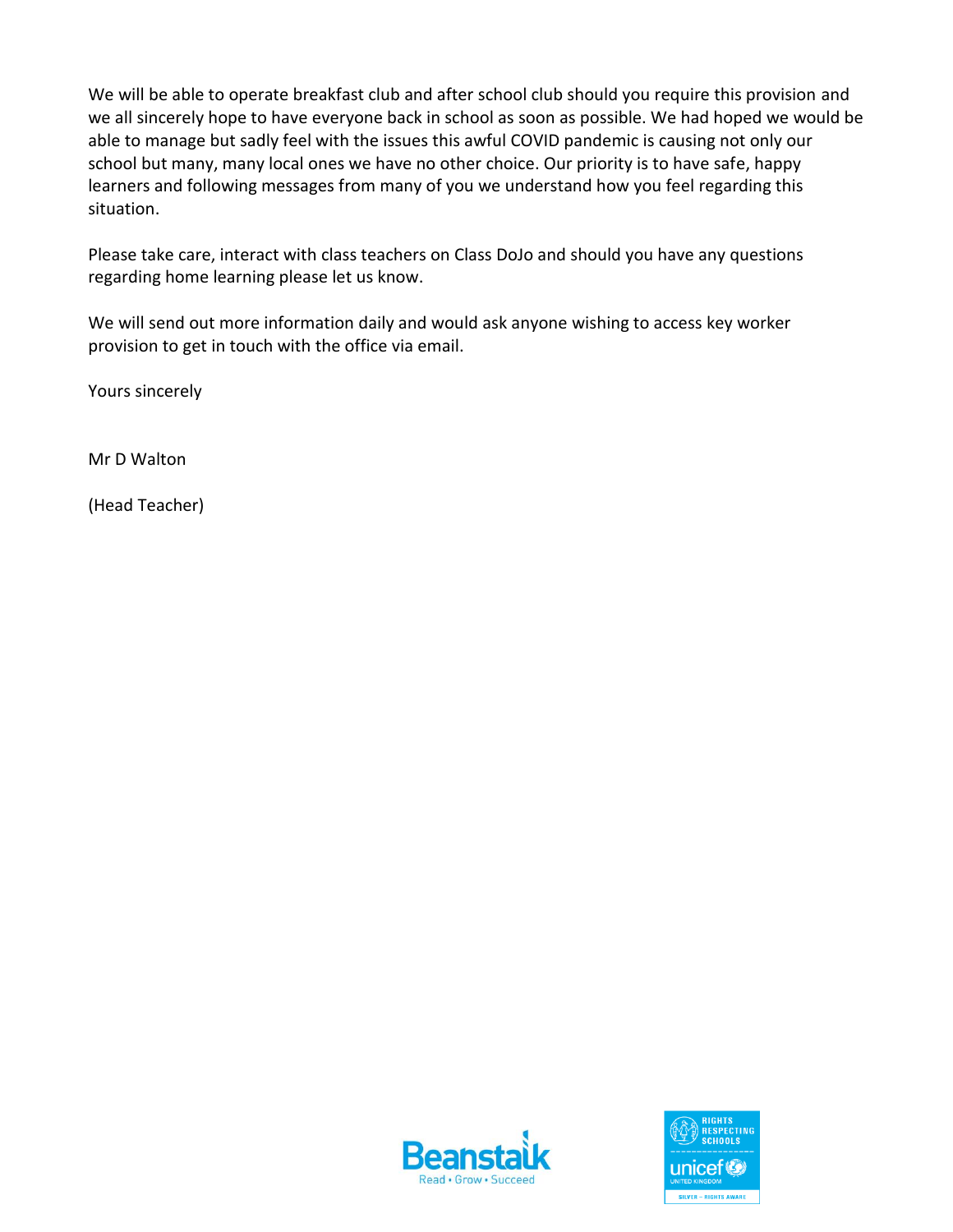We will be able to operate breakfast club and after school club should you require this provision and we all sincerely hope to have everyone back in school as soon as possible. We had hoped we would be able to manage but sadly feel with the issues this awful COVID pandemic is causing not only our school but many, many local ones we have no other choice. Our priority is to have safe, happy learners and following messages from many of you we understand how you feel regarding this situation.

Please take care, interact with class teachers on Class DoJo and should you have any questions regarding home learning please let us know.

We will send out more information daily and would ask anyone wishing to access key worker provision to get in touch with the office via email.

Yours sincerely

Mr D Walton

(Head Teacher)